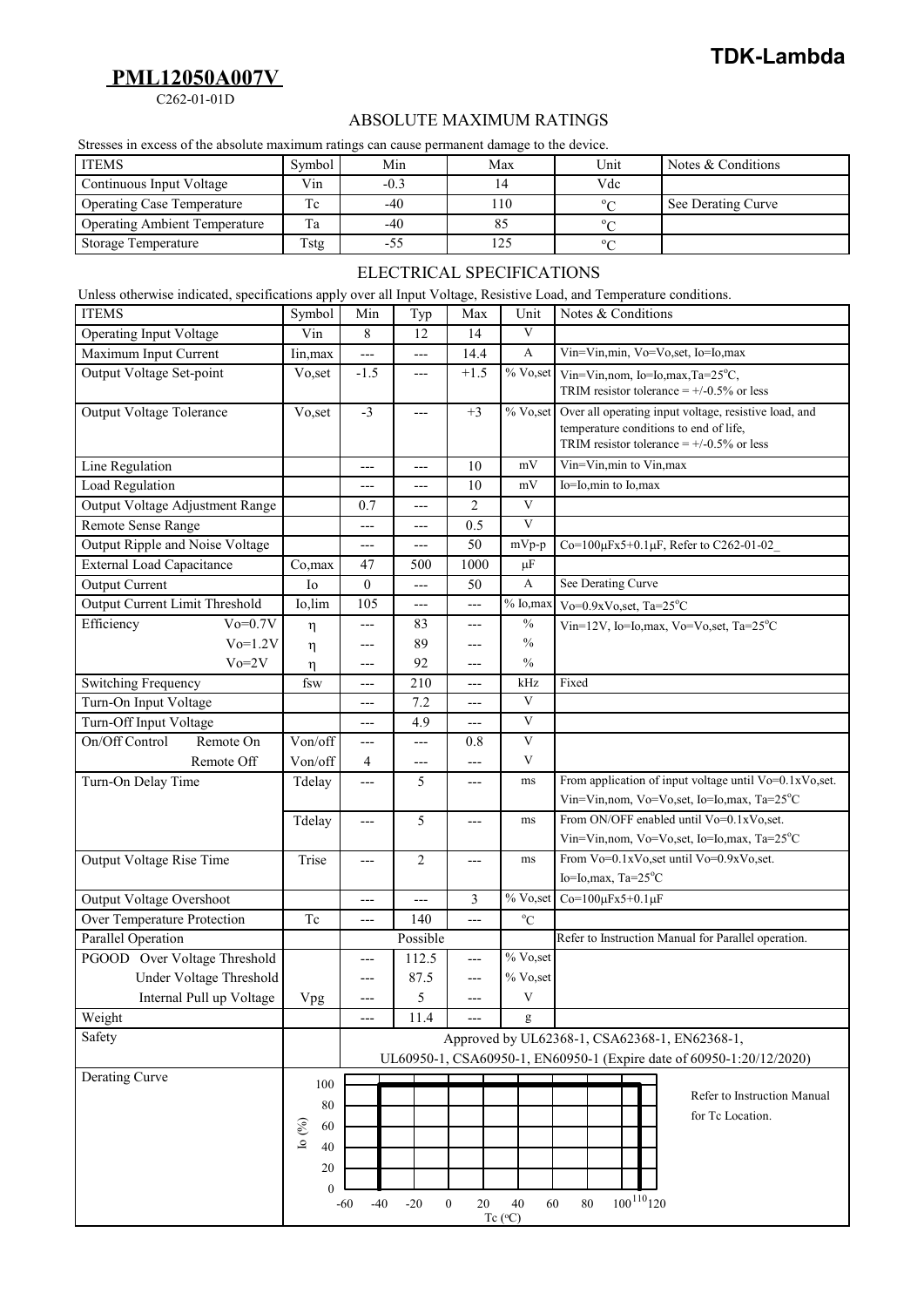**TDK-Lambda**

# PML12050A007V

C262-01-01D

## ABSOLUTE MAXIMUM RATINGS

Stresses in excess of the absolute maximum ratings can cause permanent damage to the device.

| ITEMS | Symbol | Min | Max | Unit | Notes & Conditions |
|---|---|---|---|---|---|
| Continuous Input Voltage | Vin | -0.3 | 14 | Vdc | |
| Operating Case Temperature | Tc | -40 | 110 | °C | See Derating Curve |
| Operating Ambient Temperature | Ta | -40 | 85 | °C | |
| Storage Temperature | Tstg | -55 | 125 | °C | |

## ELECTRICAL SPECIFICATIONS

Unless otherwise indicated, specifications apply over all Input Voltage, Resistive Load, and Temperature conditions.

| ITEMS | Symbol | Min | Typ | Max | Unit | Notes & Conditions |
|---|---|---|---|---|---|---|
| Operating Input Voltage | Vin | 8 | 12 | 14 | V | |
| Maximum Input Current | Iin,max | --- | --- | 14.4 | A | Vin=Vin,min, Vo=Vo,set, Io=Io,max |
| Output Voltage Set-point | Vo,set | -1.5 | --- | +1.5 | % Vo,set | Vin=Vin,nom, Io=Io,max,Ta=25°C, TRIM resistor tolerance = +/-0.5% or less |
| Output Voltage Tolerance | Vo,set | -3 | --- | +3 | % Vo,set | Over all operating input voltage, resistive load, and temperature conditions to end of life, TRIM resistor tolerance = +/-0.5% or less |
| Line Regulation | | --- | --- | 10 | mV | Vin=Vin,min to Vin,max |
| Load Regulation | | --- | --- | 10 | mV | Io=Io,min to Io,max |
| Output Voltage Adjustment Range | | 0.7 | --- | 2 | V | |
| Remote Sense Range | | --- | --- | 0.5 | V | |
| Output Ripple and Noise Voltage | | --- | --- | 50 | mVp-p | Co=100μFx5+0.1μF, Refer to C262-01-02_ |
| External Load Capacitance | Co,max | 47 | 500 | 1000 | μF | |
| Output Current | Io | 0 | --- | 50 | A | See Derating Curve |
| Output Current Limit Threshold | Io,lim | 105 | --- | --- | % Io,max | Vo=0.9xVo,set, Ta=25°C |
| Efficiency Vo=0.7V | η | --- | 83 | --- | % | Vin=12V, Io=Io,max, Vo=Vo,set, Ta=25°C |
| Vo=1.2V | η | --- | 89 | --- | % | |
| Vo=2V | η | --- | 92 | --- | % | |
| Switching Frequency | fsw | --- | 210 | --- | kHz | Fixed |
| Turn-On Input Voltage | | --- | 7.2 | --- | V | |
| Turn-Off Input Voltage | | --- | 4.9 | --- | V | |
| On/Off Control Remote On | Von/off | --- | --- | 0.8 | V | |
| Remote Off | Von/off | 4 | --- | --- | V | |
| Turn-On Delay Time | Tdelay | --- | 5 | --- | ms | From application of input voltage until Vo=0.1xVo,set. Vin=Vin,nom, Vo=Vo,set, Io=Io,max, Ta=25°C |
| | Tdelay | --- | 5 | --- | ms | From ON/OFF enabled until Vo=0.1xVo,set. Vin=Vin,nom, Vo=Vo,set, Io=Io,max, Ta=25°C |
| Output Voltage Rise Time | Trise | --- | 2 | --- | ms | From Vo=0.1xVo,set until Vo=0.9xVo,set. Io=Io,max, Ta=25°C |
| Output Voltage Overshoot | | --- | --- | 3 | % Vo,set | Co=100μFx5+0.1μF |
| Over Temperature Protection | Tc | --- | 140 | --- | °C | |
| Parallel Operation | | | Possible | | | Refer to Instruction Manual for Parallel operation. |
| PGOOD Over Voltage Threshold | | --- | 112.5 | --- | % Vo,set | |
| Under Voltage Threshold | | --- | 87.5 | --- | % Vo,set | |
| Internal Pull up Voltage | Vpg | --- | 5 | --- | V | |
| Weight | | --- | 11.4 | --- | g | |
| Safety | | Approved by UL62368-1, CSA62368-1, EN62368-1, UL60950-1, CSA60950-1, EN60950-1 (Expire date of 60950-1:20/12/2020) | | | | |
| Derating Curve | | Io (%) vs Tc (°C): 100% from -40 to 110 | | | | Refer to Instruction Manual for Tc Location. |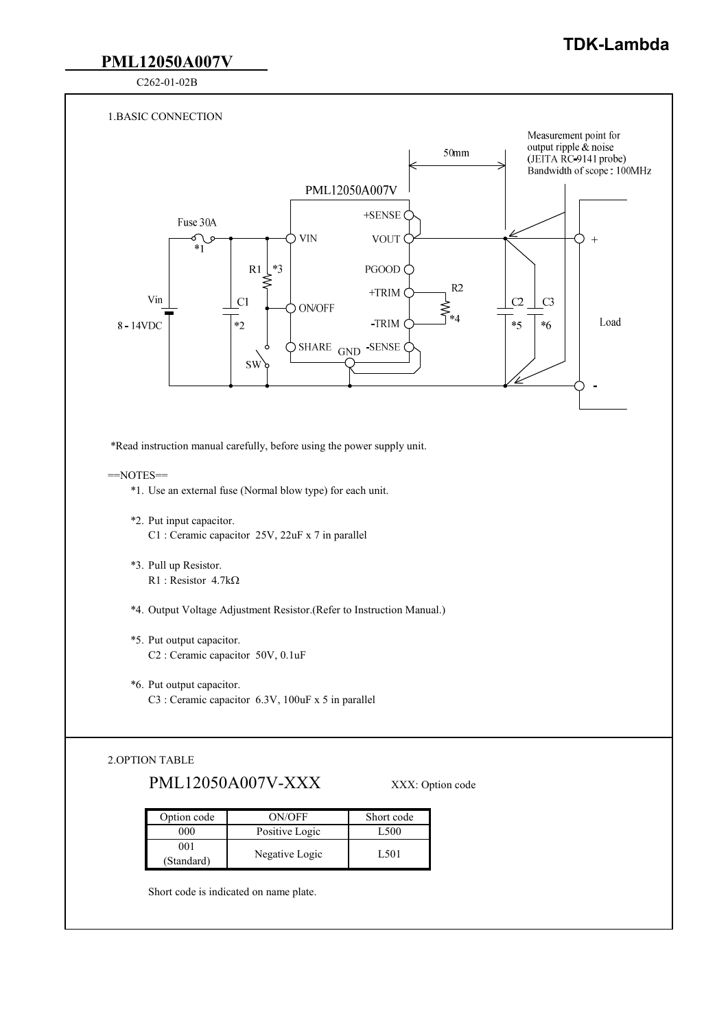**PML12050A007V**

C262-01-02B

## 1.BASIC CONNECTION

Measurement point for output ripple & noise (JEITA RC-9141 probe) Bandwidth of scope : 100MHz

50mm

PML12050A007V

Fuse 30A

*1

VIN

VOUT

+SENSE

PGOOD

+TRIM

R2

*4

-TRIM

-SENSE

GND

SHARE

ON/OFF

R1 *3

C1

*2

SW

Vin

8 - 14VDC

C2

*5

C3

*6

Load

+

-

*Read instruction manual carefully, before using the power supply unit.

==NOTES==

*1. Use an external fuse (Normal blow type) for each unit.

*2. Put input capacitor.
C1 : Ceramic capacitor 25V, 22uF x 7 in parallel

*3. Pull up Resistor.
R1 : Resistor 4.7kΩ

*4. Output Voltage Adjustment Resistor.(Refer to Instruction Manual.)

*5. Put output capacitor.
C2 : Ceramic capacitor 50V, 0.1uF

*6. Put output capacitor.
C3 : Ceramic capacitor 6.3V, 100uF x 5 in parallel

## 2.OPTION TABLE

PML12050A007V-XXX XXX: Option code

| Option code | ON/OFF | Short code |
|---|---|---|
| 000 | Positive Logic | L500 |
| 001 (Standard) | Negative Logic | L501 |

Short code is indicated on name plate.